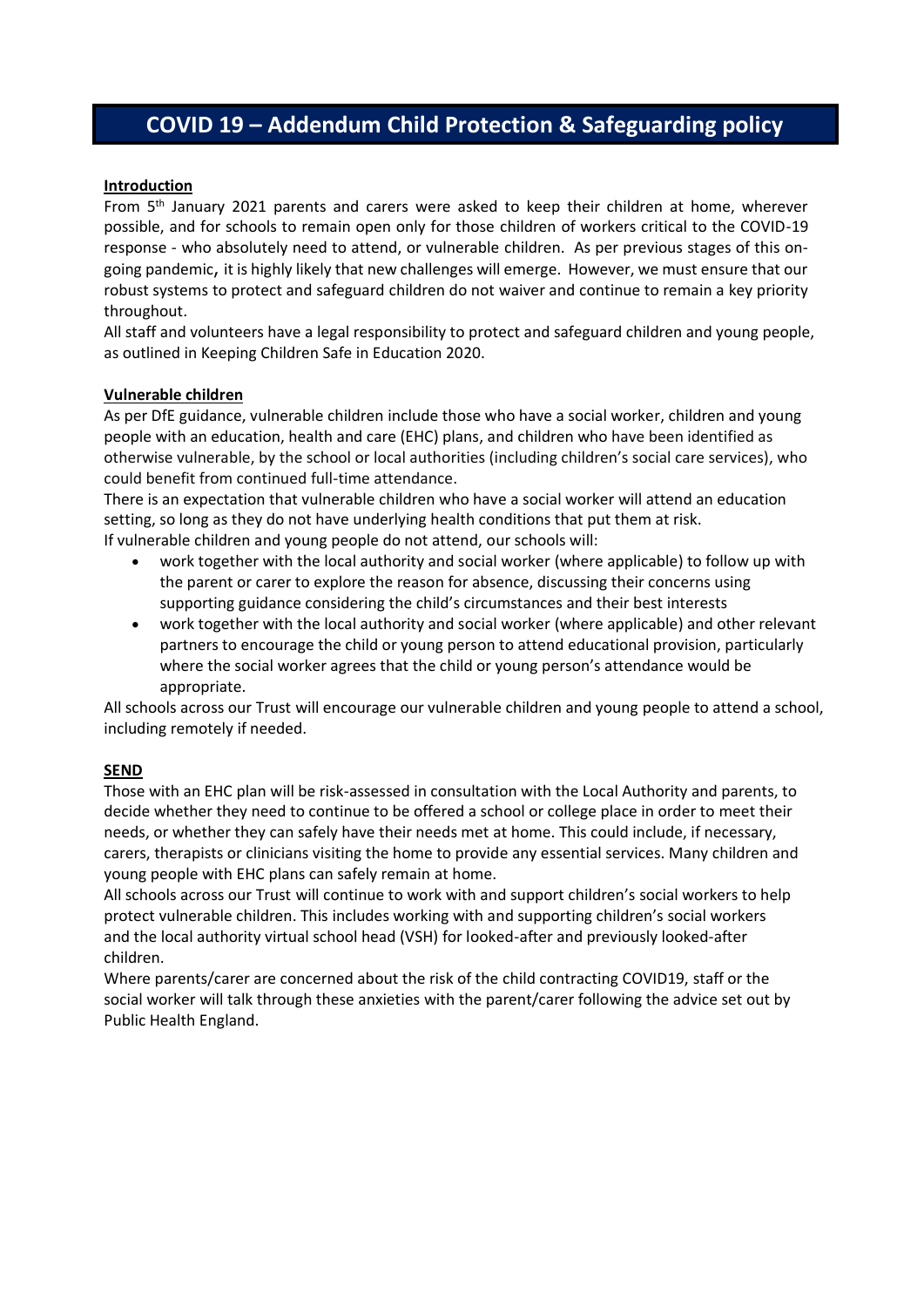# COVID 19 – Addendum Child Protection & Safeguarding policy

**Introduction**

From 5th January 2021 parents and carers were asked to keep their children at home, wherever possible, and for schools to remain open only for those children of workers critical to the COVID-19 response - who absolutely need to attend, or vulnerable children. As per previous stages of this on-going pandemic, it is highly likely that new challenges will emerge. However, we must ensure that our robust systems to protect and safeguard children do not waiver and continue to remain a key priority throughout.

All staff and volunteers have a legal responsibility to protect and safeguard children and young people, as outlined in Keeping Children Safe in Education 2020.

**Vulnerable children**

As per DfE guidance, vulnerable children include those who have a social worker, children and young people with an education, health and care (EHC) plans, and children who have been identified as otherwise vulnerable, by the school or local authorities (including children's social care services), who could benefit from continued full-time attendance.

There is an expectation that vulnerable children who have a social worker will attend an education setting, so long as they do not have underlying health conditions that put them at risk.

If vulnerable children and young people do not attend, our schools will:

- work together with the local authority and social worker (where applicable) to follow up with the parent or carer to explore the reason for absence, discussing their concerns using supporting guidance considering the child's circumstances and their best interests
- work together with the local authority and social worker (where applicable) and other relevant partners to encourage the child or young person to attend educational provision, particularly where the social worker agrees that the child or young person's attendance would be appropriate.

All schools across our Trust will encourage our vulnerable children and young people to attend a school, including remotely if needed.

**SEND**

Those with an EHC plan will be risk-assessed in consultation with the Local Authority and parents, to decide whether they need to continue to be offered a school or college place in order to meet their needs, or whether they can safely have their needs met at home. This could include, if necessary, carers, therapists or clinicians visiting the home to provide any essential services. Many children and young people with EHC plans can safely remain at home.

All schools across our Trust will continue to work with and support children's social workers to help protect vulnerable children. This includes working with and supporting children's social workers and the local authority virtual school head (VSH) for looked-after and previously looked-after children.

Where parents/carer are concerned about the risk of the child contracting COVID19, staff or the social worker will talk through these anxieties with the parent/carer following the advice set out by Public Health England.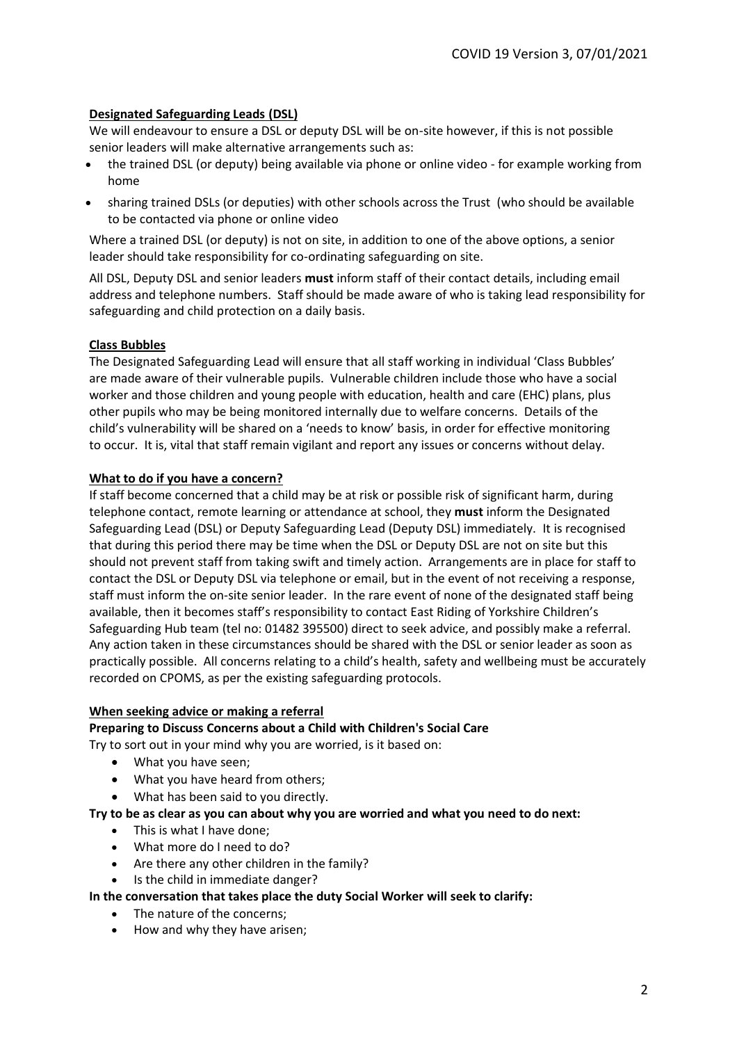## Designated Safeguarding Leads (DSL)

We will endeavour to ensure a DSL or deputy DSL will be on-site however, if this is not possible senior leaders will make alternative arrangements such as:

- the trained DSL (or deputy) being available via phone or online video - for example working from home
- sharing trained DSLs (or deputies) with other schools across the Trust (who should be available to be contacted via phone or online video

Where a trained DSL (or deputy) is not on site, in addition to one of the above options, a senior leader should take responsibility for co-ordinating safeguarding on site.

All DSL, Deputy DSL and senior leaders **must** inform staff of their contact details, including email address and telephone numbers. Staff should be made aware of who is taking lead responsibility for safeguarding and child protection on a daily basis.

## Class Bubbles

The Designated Safeguarding Lead will ensure that all staff working in individual 'Class Bubbles' are made aware of their vulnerable pupils. Vulnerable children include those who have a social worker and those children and young people with education, health and care (EHC) plans, plus other pupils who may be being monitored internally due to welfare concerns. Details of the child's vulnerability will be shared on a 'needs to know' basis, in order for effective monitoring to occur. It is, vital that staff remain vigilant and report any issues or concerns without delay.

## What to do if you have a concern?

If staff become concerned that a child may be at risk or possible risk of significant harm, during telephone contact, remote learning or attendance at school, they **must** inform the Designated Safeguarding Lead (DSL) or Deputy Safeguarding Lead (Deputy DSL) immediately. It is recognised that during this period there may be time when the DSL or Deputy DSL are not on site but this should not prevent staff from taking swift and timely action. Arrangements are in place for staff to contact the DSL or Deputy DSL via telephone or email, but in the event of not receiving a response, staff must inform the on-site senior leader. In the rare event of none of the designated staff being available, then it becomes staff's responsibility to contact East Riding of Yorkshire Children's Safeguarding Hub team (tel no: 01482 395500) direct to seek advice, and possibly make a referral. Any action taken in these circumstances should be shared with the DSL or senior leader as soon as practically possible. All concerns relating to a child's health, safety and wellbeing must be accurately recorded on CPOMS, as per the existing safeguarding protocols.

## When seeking advice or making a referral

**Preparing to Discuss Concerns about a Child with Children's Social Care**

Try to sort out in your mind why you are worried, is it based on:

- What you have seen;
- What you have heard from others;
- What has been said to you directly.

**Try to be as clear as you can about why you are worried and what you need to do next:**

- This is what I have done;
- What more do I need to do?
- Are there any other children in the family?
- Is the child in immediate danger?

**In the conversation that takes place the duty Social Worker will seek to clarify:**

- The nature of the concerns;
- How and why they have arisen;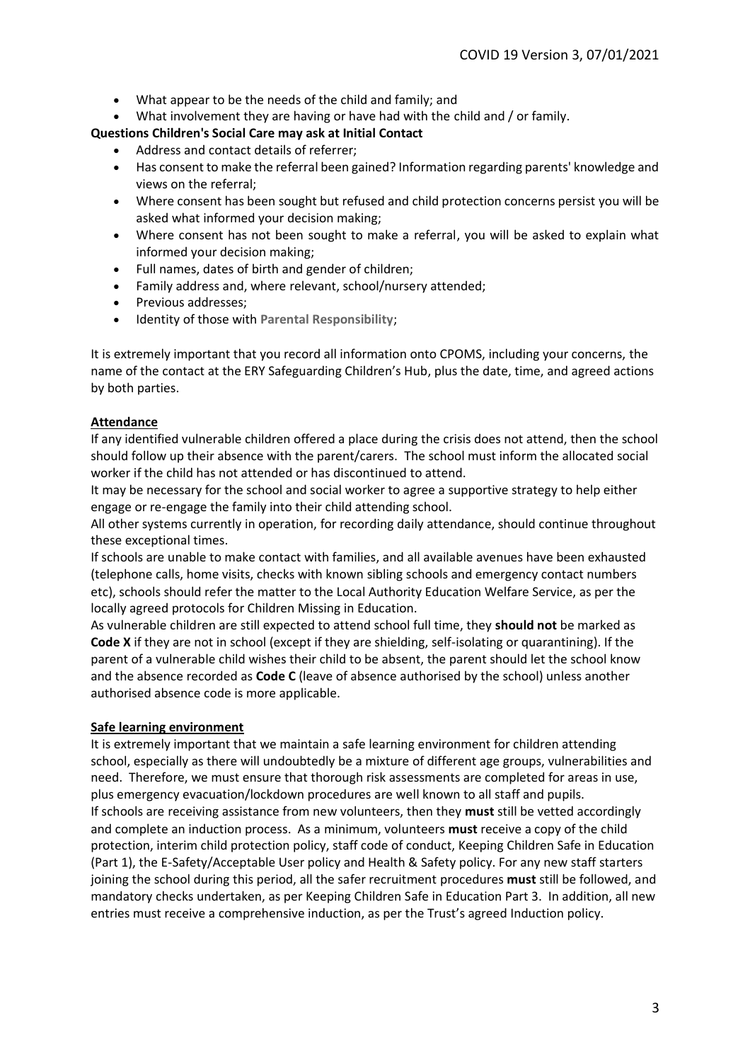- What appear to be the needs of the child and family; and
- What involvement they are having or have had with the child and / or family.

**Questions Children's Social Care may ask at Initial Contact**

- Address and contact details of referrer;
- Has consent to make the referral been gained? Information regarding parents' knowledge and views on the referral;
- Where consent has been sought but refused and child protection concerns persist you will be asked what informed your decision making;
- Where consent has not been sought to make a referral, you will be asked to explain what informed your decision making;
- Full names, dates of birth and gender of children;
- Family address and, where relevant, school/nursery attended;
- Previous addresses;
- Identity of those with **Parental Responsibility**;

It is extremely important that you record all information onto CPOMS, including your concerns, the name of the contact at the ERY Safeguarding Children's Hub, plus the date, time, and agreed actions by both parties.

## Attendance

If any identified vulnerable children offered a place during the crisis does not attend, then the school should follow up their absence with the parent/carers. The school must inform the allocated social worker if the child has not attended or has discontinued to attend.

It may be necessary for the school and social worker to agree a supportive strategy to help either engage or re-engage the family into their child attending school.

All other systems currently in operation, for recording daily attendance, should continue throughout these exceptional times.

If schools are unable to make contact with families, and all available avenues have been exhausted (telephone calls, home visits, checks with known sibling schools and emergency contact numbers etc), schools should refer the matter to the Local Authority Education Welfare Service, as per the locally agreed protocols for Children Missing in Education.

As vulnerable children are still expected to attend school full time, they **should not** be marked as **Code X** if they are not in school (except if they are shielding, self-isolating or quarantining). If the parent of a vulnerable child wishes their child to be absent, the parent should let the school know and the absence recorded as **Code C** (leave of absence authorised by the school) unless another authorised absence code is more applicable.

## Safe learning environment

It is extremely important that we maintain a safe learning environment for children attending school, especially as there will undoubtedly be a mixture of different age groups, vulnerabilities and need. Therefore, we must ensure that thorough risk assessments are completed for areas in use, plus emergency evacuation/lockdown procedures are well known to all staff and pupils.

If schools are receiving assistance from new volunteers, then they **must** still be vetted accordingly and complete an induction process. As a minimum, volunteers **must** receive a copy of the child protection, interim child protection policy, staff code of conduct, Keeping Children Safe in Education (Part 1), the E-Safety/Acceptable User policy and Health & Safety policy. For any new staff starters joining the school during this period, all the safer recruitment procedures **must** still be followed, and mandatory checks undertaken, as per Keeping Children Safe in Education Part 3. In addition, all new entries must receive a comprehensive induction, as per the Trust's agreed Induction policy.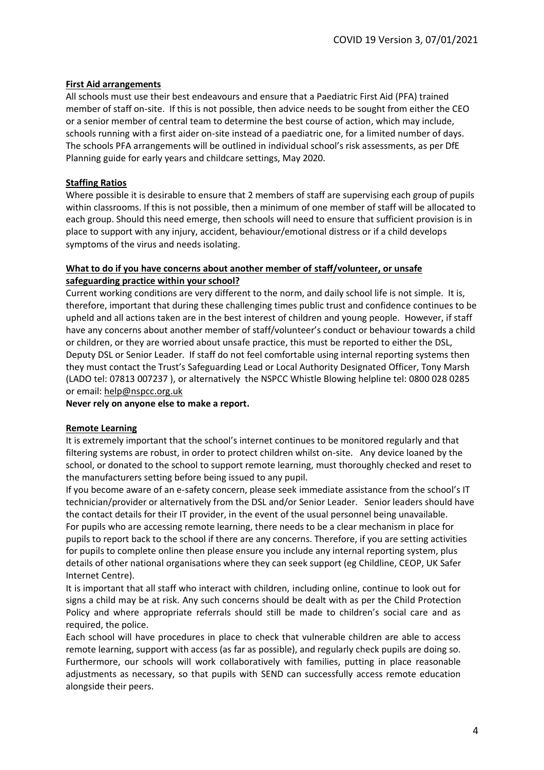**First Aid arrangements**

All schools must use their best endeavours and ensure that a Paediatric First Aid (PFA) trained member of staff on-site. If this is not possible, then advice needs to be sought from either the CEO or a senior member of central team to determine the best course of action, which may include, schools running with a first aider on-site instead of a paediatric one, for a limited number of days. The schools PFA arrangements will be outlined in individual school's risk assessments, as per DfE Planning guide for early years and childcare settings, May 2020.

**Staffing Ratios**

Where possible it is desirable to ensure that 2 members of staff are supervising each group of pupils within classrooms. If this is not possible, then a minimum of one member of staff will be allocated to each group. Should this need emerge, then schools will need to ensure that sufficient provision is in place to support with any injury, accident, behaviour/emotional distress or if a child develops symptoms of the virus and needs isolating.

**What to do if you have concerns about another member of staff/volunteer, or unsafe safeguarding practice within your school?**

Current working conditions are very different to the norm, and daily school life is not simple. It is, therefore, important that during these challenging times public trust and confidence continues to be upheld and all actions taken are in the best interest of children and young people. However, if staff have any concerns about another member of staff/volunteer's conduct or behaviour towards a child or children, or they are worried about unsafe practice, this must be reported to either the DSL, Deputy DSL or Senior Leader. If staff do not feel comfortable using internal reporting systems then they must contact the Trust's Safeguarding Lead or Local Authority Designated Officer, Tony Marsh (LADO tel: 07813 007237 ), or alternatively the NSPCC Whistle Blowing helpline tel: 0800 028 0285 or email: help@nspcc.org.uk

**Never rely on anyone else to make a report.**

**Remote Learning**

It is extremely important that the school's internet continues to be monitored regularly and that filtering systems are robust, in order to protect children whilst on-site. Any device loaned by the school, or donated to the school to support remote learning, must thoroughly checked and reset to the manufacturers setting before being issued to any pupil.

If you become aware of an e-safety concern, please seek immediate assistance from the school's IT technician/provider or alternatively from the DSL and/or Senior Leader. Senior leaders should have the contact details for their IT provider, in the event of the usual personnel being unavailable.

For pupils who are accessing remote learning, there needs to be a clear mechanism in place for pupils to report back to the school if there are any concerns. Therefore, if you are setting activities for pupils to complete online then please ensure you include any internal reporting system, plus details of other national organisations where they can seek support (eg Childline, CEOP, UK Safer Internet Centre).

It is important that all staff who interact with children, including online, continue to look out for signs a child may be at risk. Any such concerns should be dealt with as per the Child Protection Policy and where appropriate referrals should still be made to children's social care and as required, the police.

Each school will have procedures in place to check that vulnerable children are able to access remote learning, support with access (as far as possible), and regularly check pupils are doing so. Furthermore, our schools will work collaboratively with families, putting in place reasonable adjustments as necessary, so that pupils with SEND can successfully access remote education alongside their peers.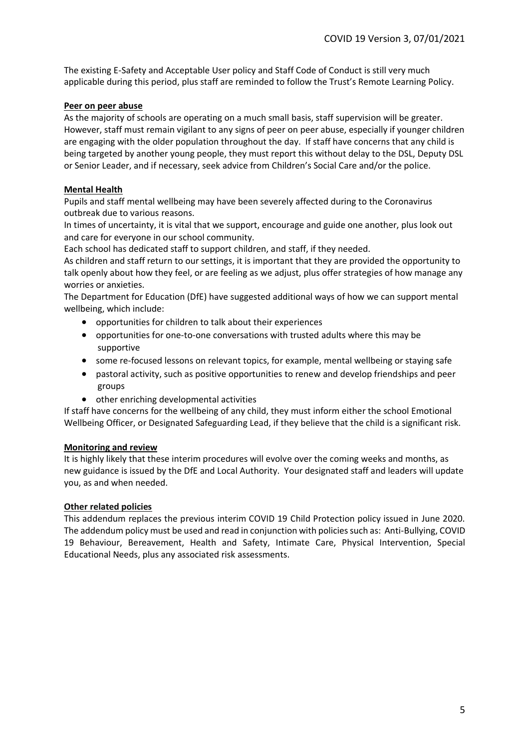The existing E-Safety and Acceptable User policy and Staff Code of Conduct is still very much applicable during this period, plus staff are reminded to follow the Trust's Remote Learning Policy.

**Peer on peer abuse**

As the majority of schools are operating on a much small basis, staff supervision will be greater. However, staff must remain vigilant to any signs of peer on peer abuse, especially if younger children are engaging with the older population throughout the day. If staff have concerns that any child is being targeted by another young people, they must report this without delay to the DSL, Deputy DSL or Senior Leader, and if necessary, seek advice from Children's Social Care and/or the police.

**Mental Health**

Pupils and staff mental wellbeing may have been severely affected during to the Coronavirus outbreak due to various reasons.

In times of uncertainty, it is vital that we support, encourage and guide one another, plus look out and care for everyone in our school community.

Each school has dedicated staff to support children, and staff, if they needed.

As children and staff return to our settings, it is important that they are provided the opportunity to talk openly about how they feel, or are feeling as we adjust, plus offer strategies of how manage any worries or anxieties.

The Department for Education (DfE) have suggested additional ways of how we can support mental wellbeing, which include:

- opportunities for children to talk about their experiences
- opportunities for one-to-one conversations with trusted adults where this may be supportive
- some re-focused lessons on relevant topics, for example, mental wellbeing or staying safe
- pastoral activity, such as positive opportunities to renew and develop friendships and peer groups
- other enriching developmental activities

If staff have concerns for the wellbeing of any child, they must inform either the school Emotional Wellbeing Officer, or Designated Safeguarding Lead, if they believe that the child is a significant risk.

**Monitoring and review**

It is highly likely that these interim procedures will evolve over the coming weeks and months, as new guidance is issued by the DfE and Local Authority. Your designated staff and leaders will update you, as and when needed.

**Other related policies**

This addendum replaces the previous interim COVID 19 Child Protection policy issued in June 2020. The addendum policy must be used and read in conjunction with policies such as: Anti-Bullying, COVID 19 Behaviour, Bereavement, Health and Safety, Intimate Care, Physical Intervention, Special Educational Needs, plus any associated risk assessments.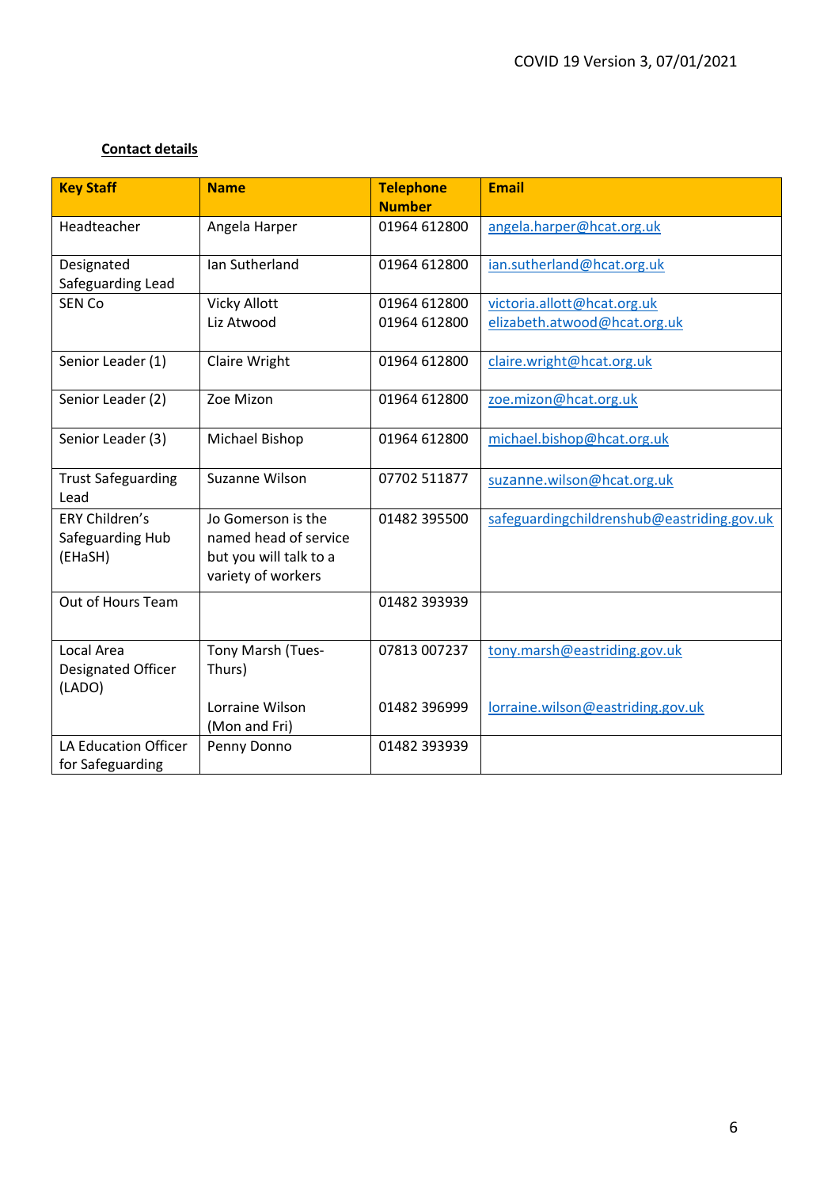**Contact details**

| Key Staff | Name | Telephone Number | Email |
|---|---|---|---|
| Headteacher | Angela Harper | 01964 612800 | angela.harper@hcat.org.uk |
| Designated Safeguarding Lead | Ian Sutherland | 01964 612800 | ian.sutherland@hcat.org.uk |
| SEN Co | Vicky Allott<br>Liz Atwood | 01964 612800<br>01964 612800 | victoria.allott@hcat.org.uk<br>elizabeth.atwood@hcat.org.uk |
| Senior Leader (1) | Claire Wright | 01964 612800 | claire.wright@hcat.org.uk |
| Senior Leader (2) | Zoe Mizon | 01964 612800 | zoe.mizon@hcat.org.uk |
| Senior Leader (3) | Michael Bishop | 01964 612800 | michael.bishop@hcat.org.uk |
| Trust Safeguarding Lead | Suzanne Wilson | 07702 511877 | suzanne.wilson@hcat.org.uk |
| ERY Children's Safeguarding Hub (EHaSH) | Jo Gomerson is the named head of service but you will talk to a variety of workers | 01482 395500 | safeguardingchildrenshub@eastriding.gov.uk |
| Out of Hours Team | | 01482 393939 | |
| Local Area Designated Officer (LADO) | Tony Marsh (Tues-Thurs)<br><br>Lorraine Wilson (Mon and Fri) | 07813 007237<br><br>01482 396999 | tony.marsh@eastriding.gov.uk<br><br>lorraine.wilson@eastriding.gov.uk |
| LA Education Officer for Safeguarding | Penny Donno | 01482 393939 | |